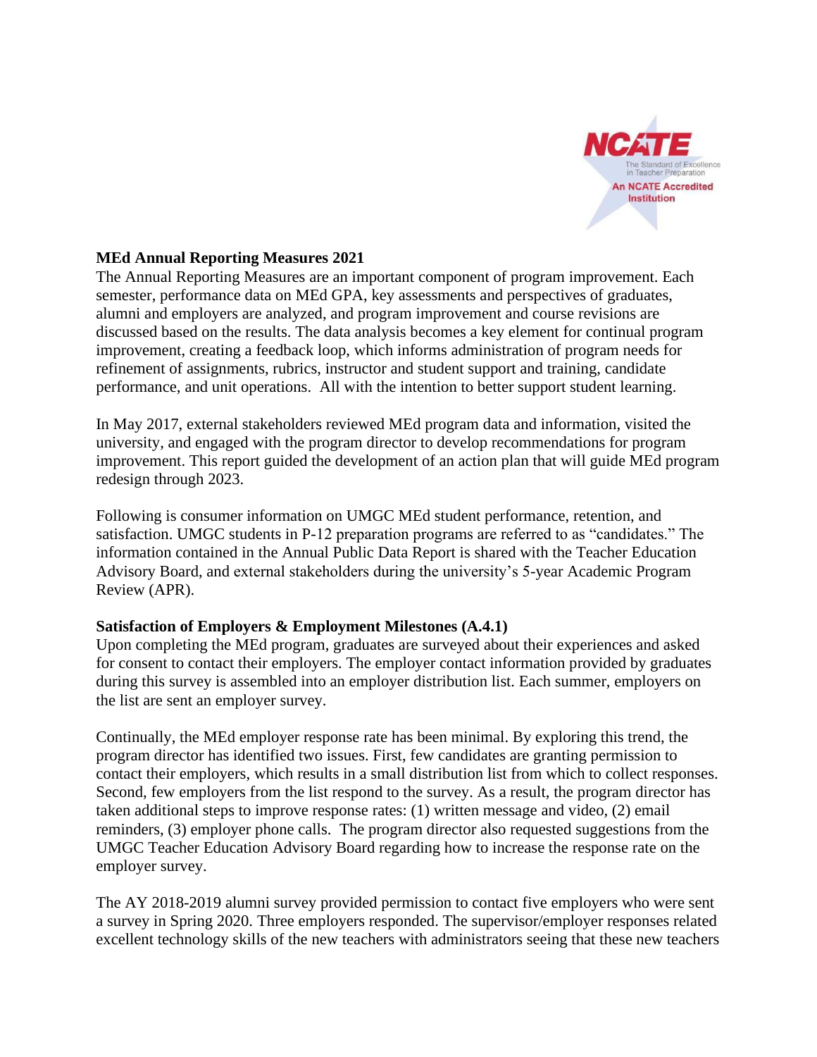### MEd Annual Reporting Measures 2021

The Annual Reporting Measures are an important component of program improvement. Each semester, performance data on MEd GPA, key assessments and perspectives of graduates, alumni and employers are analyzed, and program improvement and course revisions are discussed based on the results. The data analysis becomes a key element for continual program improvement, creating a feedback loop, which informs administration of program needs for refinement of assignments, rubrics, instructor and student support and training, candidate performance, and unit operations. All with the intention to better support student learning.

In May 2017, external stakeholders reviewed MEd program data and information, visited the university, and engaged with the program director to develop recommendations for program improvement. This report guided the development of an action plan that will guide MEd program redesign through 2023.

Following is consumer information on UMGC MEd student performance, retention, and satisfaction. UMGC students in P-12 preparation programs are referred to as "candidates." The information contained in the Annual Public Data Report is shared with the Teacher Education Advisory Board, and external stakeholders during the university's 5-year Academic Program Review (APR).

### Satisfaction of Employers & Employment Milestones (A.4.1)

Upon completing the MEd program, graduates are surveyed about their experiences and asked for consent to contact their employers. The employer contact information provided by graduates during this survey is assembled into an employer distribution list. Each summer, employers on the list are sent an employer survey.

Continually, the MEd employer response rate has been minimal. By exploring this trend, the program director has identified two issues. First, few candidates are granting permission to contact their employers, which results in a small distribution list from which to collect responses. Second, few employers from the list respond to the survey. As a result, the program director has taken additional steps to improve response rates: (1) written message and video, (2) email reminders, (3) employer phone calls. The program director also requested suggestions from the UMGC Teacher Education Advisory Board regarding how to increase the response rate on the employer survey.

The AY 2018-2019 alumni survey provided permission to contact five employers who were sent a survey in Spring 2020. Three employers responded. The supervisor/employer responses related excellent technology skills of the new teachers with administrators seeing that these new teachers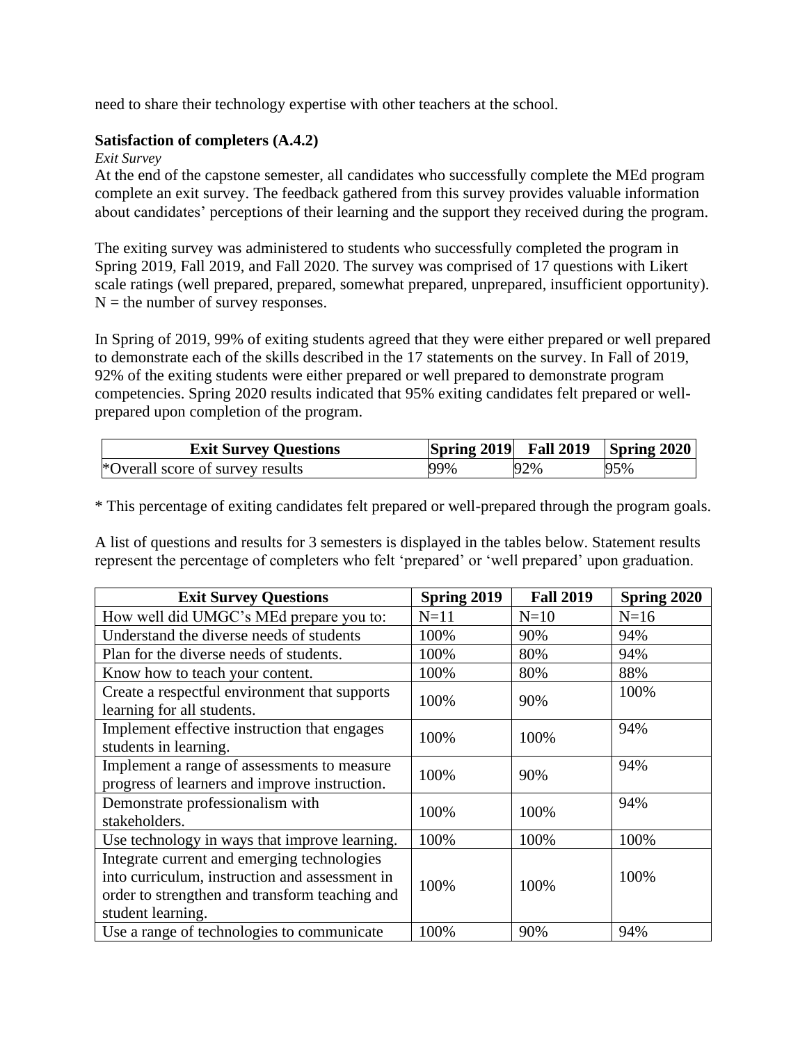need to share their technology expertise with other teachers at the school.

**Satisfaction of completers (A.4.2)**

*Exit Survey*

At the end of the capstone semester, all candidates who successfully complete the MEd program complete an exit survey. The feedback gathered from this survey provides valuable information about candidates' perceptions of their learning and the support they received during the program.

The exiting survey was administered to students who successfully completed the program in Spring 2019, Fall 2019, and Fall 2020. The survey was comprised of 17 questions with Likert scale ratings (well prepared, prepared, somewhat prepared, unprepared, insufficient opportunity). N = the number of survey responses.

In Spring of 2019, 99% of exiting students agreed that they were either prepared or well prepared to demonstrate each of the skills described in the 17 statements on the survey. In Fall of 2019, 92% of the exiting students were either prepared or well prepared to demonstrate program competencies. Spring 2020 results indicated that 95% exiting candidates felt prepared or well-prepared upon completion of the program.

| Exit Survey Questions | Spring 2019 | Fall 2019 | Spring 2020 |
|---|---|---|---|
| *Overall score of survey results | 99% | 92% | 95% |

* This percentage of exiting candidates felt prepared or well-prepared through the program goals.

A list of questions and results for 3 semesters is displayed in the tables below. Statement results represent the percentage of completers who felt 'prepared' or 'well prepared' upon graduation.

| Exit Survey Questions | Spring 2019 | Fall 2019 | Spring 2020 |
|---|---|---|---|
| How well did UMGC's MEd prepare you to: | N=11 | N=10 | N=16 |
| Understand the diverse needs of students | 100% | 90% | 94% |
| Plan for the diverse needs of students. | 100% | 80% | 94% |
| Know how to teach your content. | 100% | 80% | 88% |
| Create a respectful environment that supports learning for all students. | 100% | 90% | 100% |
| Implement effective instruction that engages students in learning. | 100% | 100% | 94% |
| Implement a range of assessments to measure progress of learners and improve instruction. | 100% | 90% | 94% |
| Demonstrate professionalism with stakeholders. | 100% | 100% | 94% |
| Use technology in ways that improve learning. | 100% | 100% | 100% |
| Integrate current and emerging technologies into curriculum, instruction and assessment in order to strengthen and transform teaching and student learning. | 100% | 100% | 100% |
| Use a range of technologies to communicate | 100% | 90% | 94% |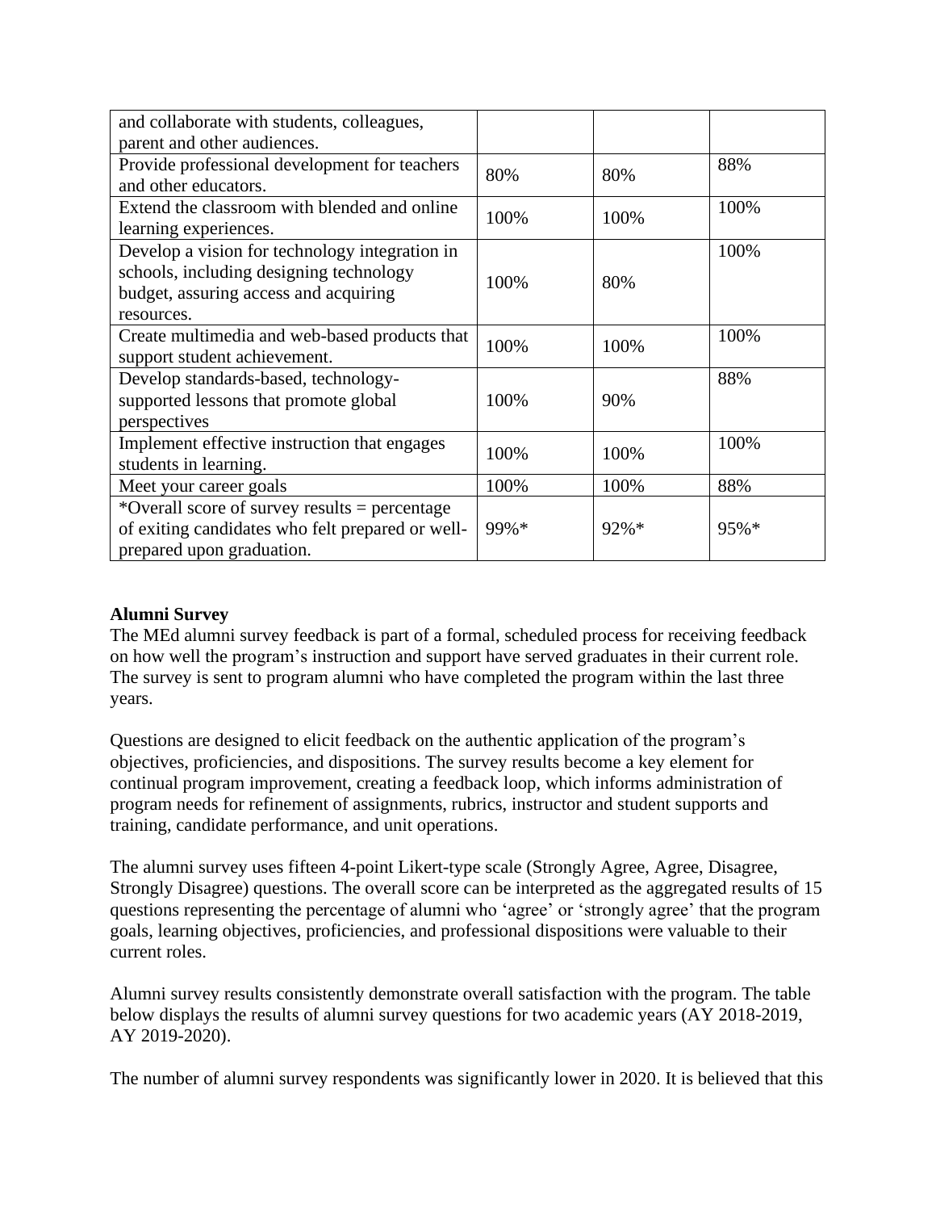| | | | |
|---|---|---|---|
| and collaborate with students, colleagues, parent and other audiences. | | | |
| Provide professional development for teachers and other educators. | 80% | 80% | 88% |
| Extend the classroom with blended and online learning experiences. | 100% | 100% | 100% |
| Develop a vision for technology integration in schools, including designing technology budget, assuring access and acquiring resources. | 100% | 80% | 100% |
| Create multimedia and web-based products that support student achievement. | 100% | 100% | 100% |
| Develop standards-based, technology-supported lessons that promote global perspectives | 100% | 90% | 88% |
| Implement effective instruction that engages students in learning. | 100% | 100% | 100% |
| Meet your career goals | 100% | 100% | 88% |
| *Overall score of survey results = percentage of exiting candidates who felt prepared or well-prepared upon graduation. | 99%* | 92%* | 95%* |

**Alumni Survey**

The MEd alumni survey feedback is part of a formal, scheduled process for receiving feedback on how well the program's instruction and support have served graduates in their current role. The survey is sent to program alumni who have completed the program within the last three years.

Questions are designed to elicit feedback on the authentic application of the program's objectives, proficiencies, and dispositions. The survey results become a key element for continual program improvement, creating a feedback loop, which informs administration of program needs for refinement of assignments, rubrics, instructor and student supports and training, candidate performance, and unit operations.

The alumni survey uses fifteen 4-point Likert-type scale (Strongly Agree, Agree, Disagree, Strongly Disagree) questions. The overall score can be interpreted as the aggregated results of 15 questions representing the percentage of alumni who 'agree' or 'strongly agree' that the program goals, learning objectives, proficiencies, and professional dispositions were valuable to their current roles.

Alumni survey results consistently demonstrate overall satisfaction with the program. The table below displays the results of alumni survey questions for two academic years (AY 2018-2019, AY 2019-2020).

The number of alumni survey respondents was significantly lower in 2020. It is believed that this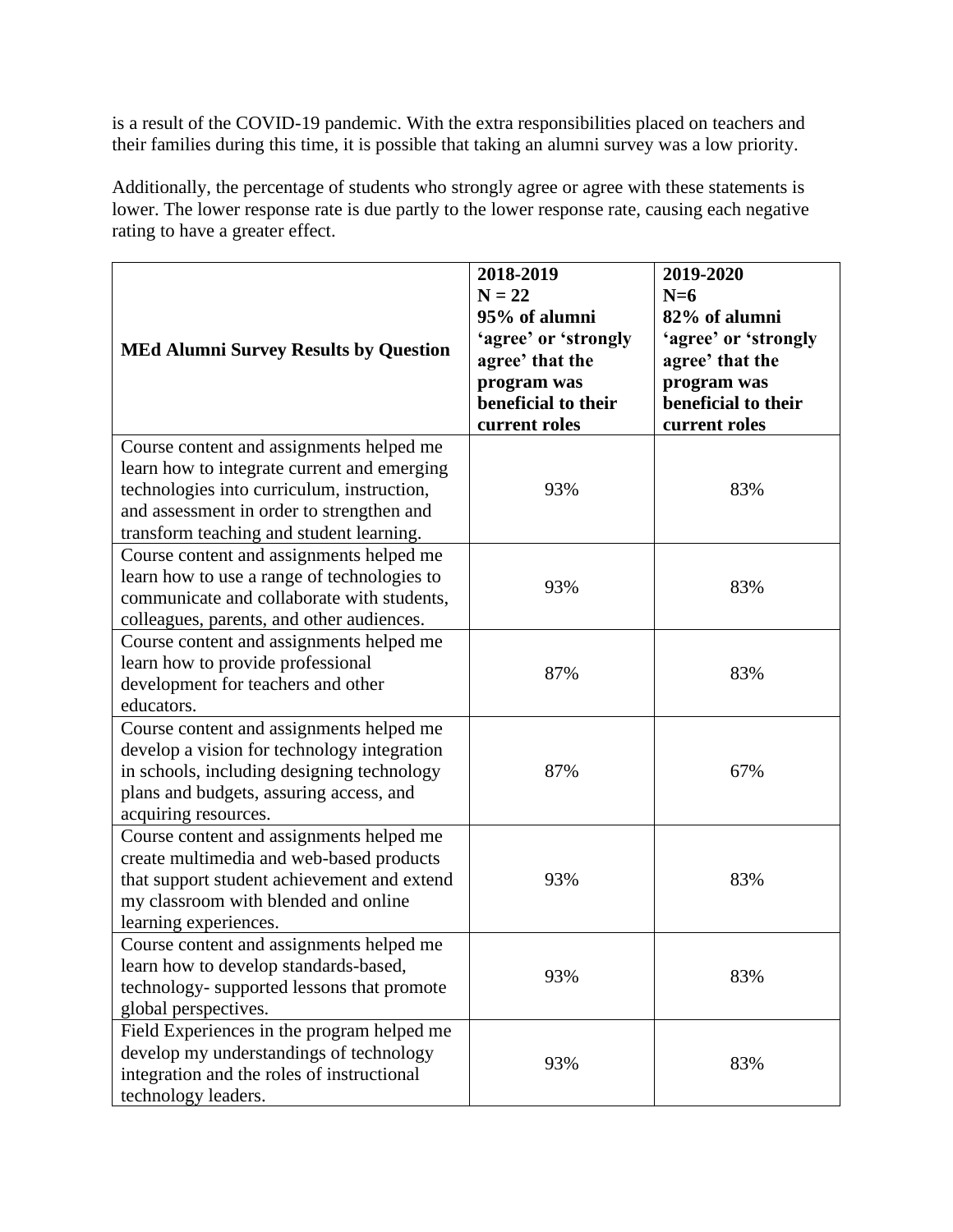is a result of the COVID-19 pandemic. With the extra responsibilities placed on teachers and their families during this time, it is possible that taking an alumni survey was a low priority.

Additionally, the percentage of students who strongly agree or agree with these statements is lower. The lower response rate is due partly to the lower response rate, causing each negative rating to have a greater effect.

| **MEd Alumni Survey Results by Question** | **2018-2019 N = 22 95% of alumni 'agree' or 'strongly agree' that the program was beneficial to their current roles** | **2019-2020 N=6 82% of alumni 'agree' or 'strongly agree' that the program was beneficial to their current roles** |
|---|---|---|
| Course content and assignments helped me learn how to integrate current and emerging technologies into curriculum, instruction, and assessment in order to strengthen and transform teaching and student learning. | 93% | 83% |
| Course content and assignments helped me learn how to use a range of technologies to communicate and collaborate with students, colleagues, parents, and other audiences. | 93% | 83% |
| Course content and assignments helped me learn how to provide professional development for teachers and other educators. | 87% | 83% |
| Course content and assignments helped me develop a vision for technology integration in schools, including designing technology plans and budgets, assuring access, and acquiring resources. | 87% | 67% |
| Course content and assignments helped me create multimedia and web-based products that support student achievement and extend my classroom with blended and online learning experiences. | 93% | 83% |
| Course content and assignments helped me learn how to develop standards-based, technology- supported lessons that promote global perspectives. | 93% | 83% |
| Field Experiences in the program helped me develop my understandings of technology integration and the roles of instructional technology leaders. | 93% | 83% |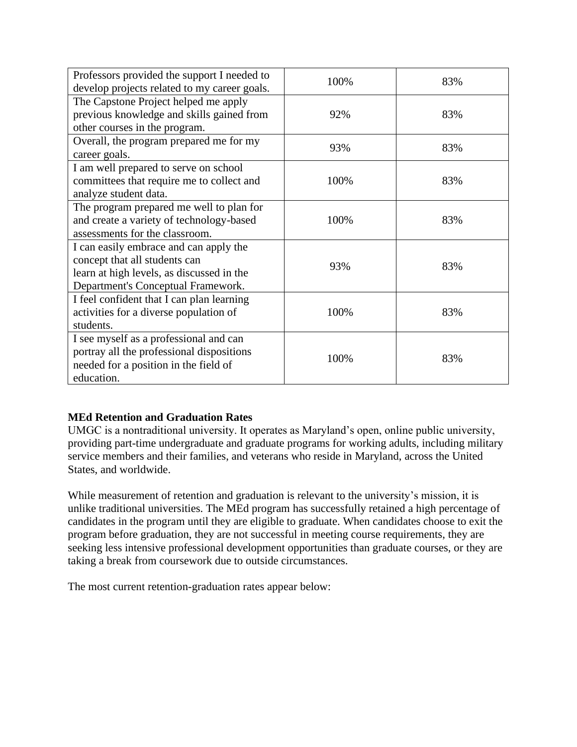| | | |
|---|---|---|
| Professors provided the support I needed to develop projects related to my career goals. | 100% | 83% |
| The Capstone Project helped me apply previous knowledge and skills gained from other courses in the program. | 92% | 83% |
| Overall, the program prepared me for my career goals. | 93% | 83% |
| I am well prepared to serve on school committees that require me to collect and analyze student data. | 100% | 83% |
| The program prepared me well to plan for and create a variety of technology-based assessments for the classroom. | 100% | 83% |
| I can easily embrace and can apply the concept that all students can learn at high levels, as discussed in the Department's Conceptual Framework. | 93% | 83% |
| I feel confident that I can plan learning activities for a diverse population of students. | 100% | 83% |
| I see myself as a professional and can portray all the professional dispositions needed for a position in the field of education. | 100% | 83% |

**MEd Retention and Graduation Rates**

UMGC is a nontraditional university. It operates as Maryland's open, online public university, providing part-time undergraduate and graduate programs for working adults, including military service members and their families, and veterans who reside in Maryland, across the United States, and worldwide.

While measurement of retention and graduation is relevant to the university's mission, it is unlike traditional universities. The MEd program has successfully retained a high percentage of candidates in the program until they are eligible to graduate. When candidates choose to exit the program before graduation, they are not successful in meeting course requirements, they are seeking less intensive professional development opportunities than graduate courses, or they are taking a break from coursework due to outside circumstances.

The most current retention-graduation rates appear below: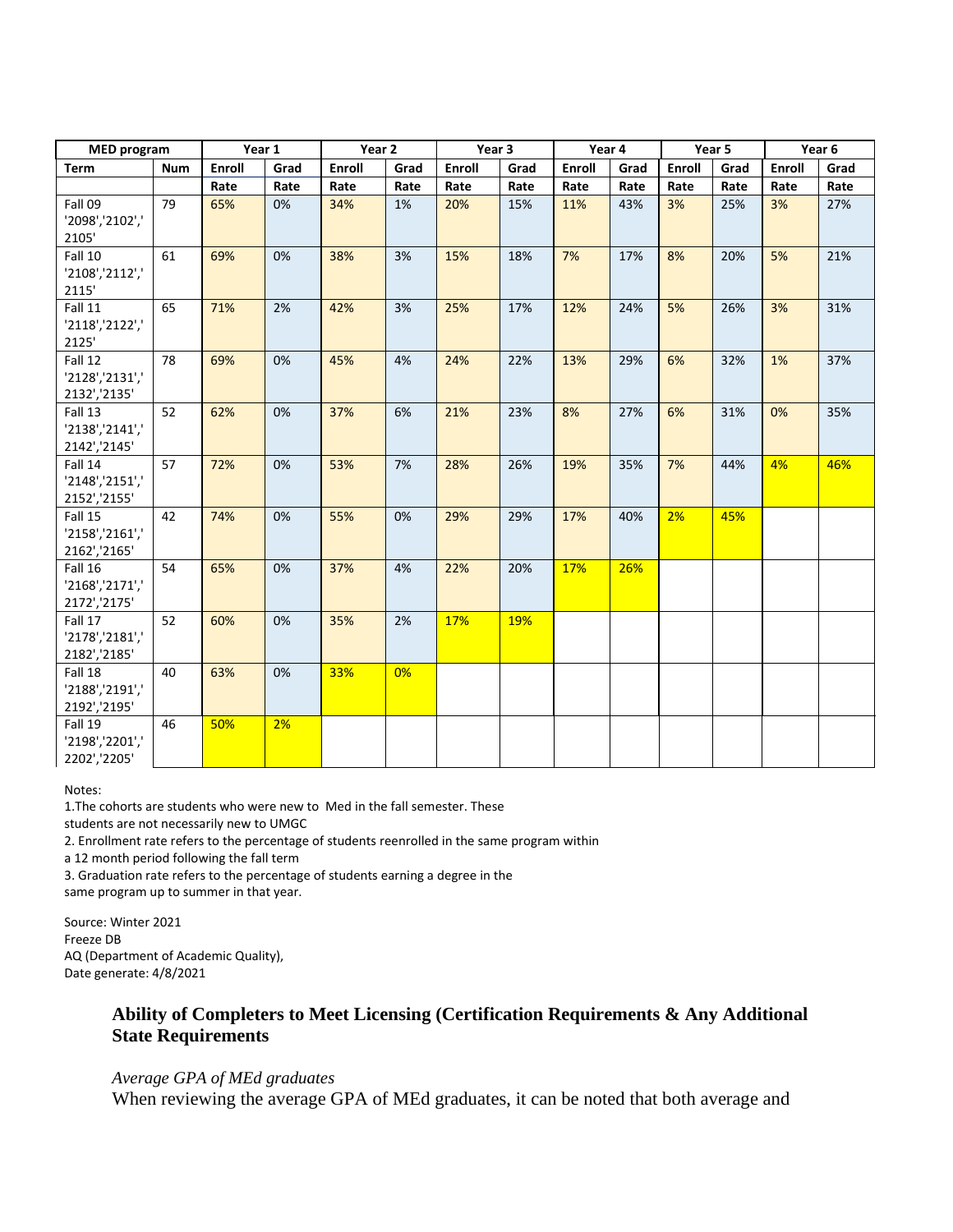| MED program | | Year 1 | | Year 2 | | Year 3 | | Year 4 | | Year 5 | | Year 6 | |
|---|---|---|---|---|---|---|---|---|---|---|---|---|---|
| Term | Num | Enroll | Grad | Enroll | Grad | Enroll | Grad | Enroll | Grad | Enroll | Grad | Enroll | Grad |
| | | Rate | Rate | Rate | Rate | Rate | Rate | Rate | Rate | Rate | Rate | Rate | Rate |
| Fall 09 '2098','2102','2105' | 79 | 65% | 0% | 34% | 1% | 20% | 15% | 11% | 43% | 3% | 25% | 3% | 27% |
| Fall 10 '2108','2112','2115' | 61 | 69% | 0% | 38% | 3% | 15% | 18% | 7% | 17% | 8% | 20% | 5% | 21% |
| Fall 11 '2118','2122','2125' | 65 | 71% | 2% | 42% | 3% | 25% | 17% | 12% | 24% | 5% | 26% | 3% | 31% |
| Fall 12 '2128','2131','2132','2135' | 78 | 69% | 0% | 45% | 4% | 24% | 22% | 13% | 29% | 6% | 32% | 1% | 37% |
| Fall 13 '2138','2141','2142','2145' | 52 | 62% | 0% | 37% | 6% | 21% | 23% | 8% | 27% | 6% | 31% | 0% | 35% |
| Fall 14 '2148','2151','2152','2155' | 57 | 72% | 0% | 53% | 7% | 28% | 26% | 19% | 35% | 7% | 44% | 4% | 46% |
| Fall 15 '2158','2161','2162','2165' | 42 | 74% | 0% | 55% | 0% | 29% | 29% | 17% | 40% | 2% | 45% | | |
| Fall 16 '2168','2171','2172','2175' | 54 | 65% | 0% | 37% | 4% | 22% | 20% | 17% | 26% | | | | |
| Fall 17 '2178','2181','2182','2185' | 52 | 60% | 0% | 35% | 2% | 17% | 19% | | | | | | |
| Fall 18 '2188','2191','2192','2195' | 40 | 63% | 0% | 33% | 0% | | | | | | | | |
| Fall 19 '2198','2201','2202','2205' | 46 | 50% | 2% | | | | | | | | | | |

Notes:

1.The cohorts are students who were new to Med in the fall semester. These students are not necessarily new to UMGC

2. Enrollment rate refers to the percentage of students reenrolled in the same program within a 12 month period following the fall term

3. Graduation rate refers to the percentage of students earning a degree in the same program up to summer in that year.

Source: Winter 2021
Freeze DB
AQ (Department of Academic Quality),
Date generate: 4/8/2021

## Ability of Completers to Meet Licensing (Certification Requirements & Any Additional State Requirements

*Average GPA of MEd graduates*

When reviewing the average GPA of MEd graduates, it can be noted that both average and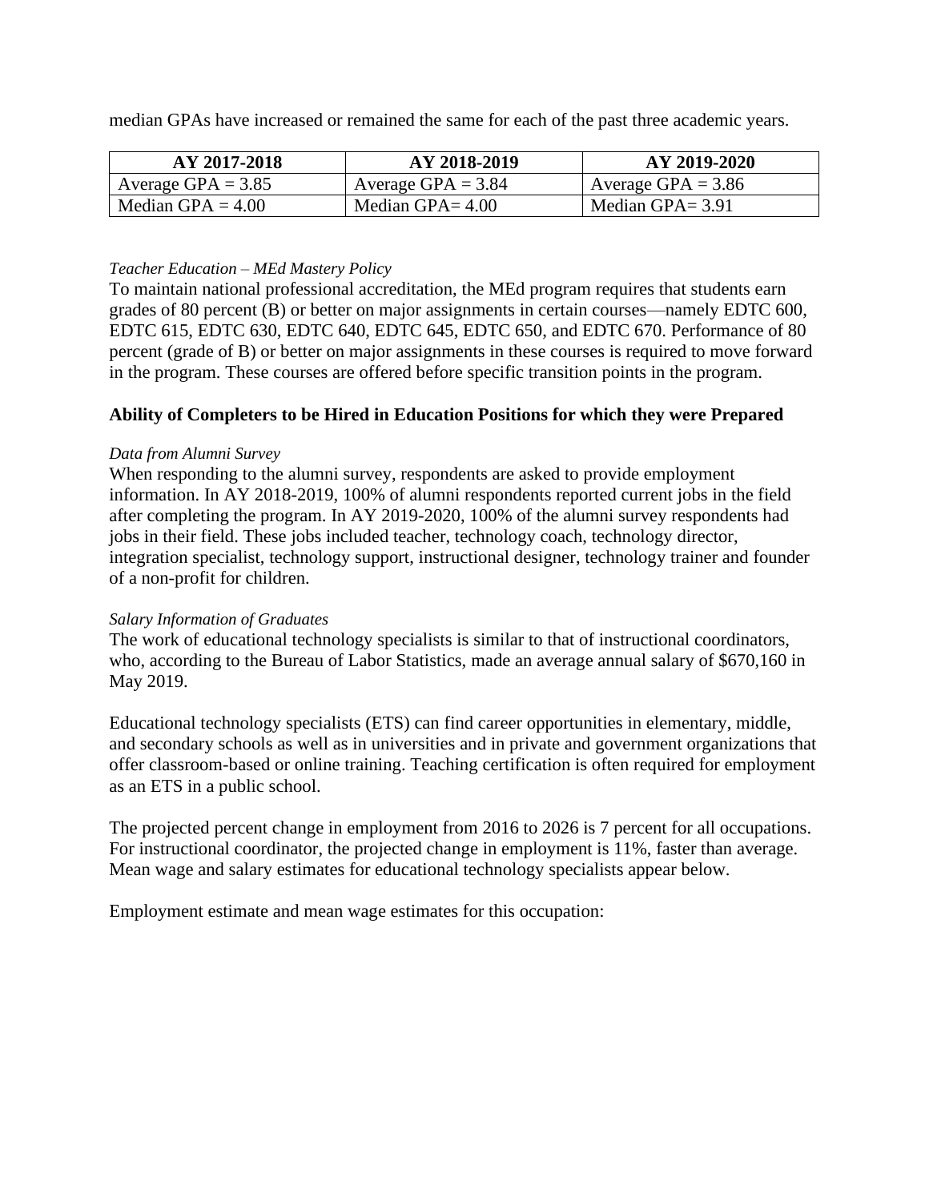median GPAs have increased or remained the same for each of the past three academic years.

| AY 2017-2018 | AY 2018-2019 | AY 2019-2020 |
|---|---|---|
| Average GPA = 3.85 | Average GPA = 3.84 | Average GPA = 3.86 |
| Median GPA = 4.00 | Median GPA= 4.00 | Median GPA= 3.91 |

*Teacher Education – MEd Mastery Policy*

To maintain national professional accreditation, the MEd program requires that students earn grades of 80 percent (B) or better on major assignments in certain courses—namely EDTC 600, EDTC 615, EDTC 630, EDTC 640, EDTC 645, EDTC 650, and EDTC 670. Performance of 80 percent (grade of B) or better on major assignments in these courses is required to move forward in the program. These courses are offered before specific transition points in the program.

**Ability of Completers to be Hired in Education Positions for which they were Prepared**

*Data from Alumni Survey*

When responding to the alumni survey, respondents are asked to provide employment information. In AY 2018-2019, 100% of alumni respondents reported current jobs in the field after completing the program. In AY 2019-2020, 100% of the alumni survey respondents had jobs in their field. These jobs included teacher, technology coach, technology director, integration specialist, technology support, instructional designer, technology trainer and founder of a non-profit for children.

*Salary Information of Graduates*

The work of educational technology specialists is similar to that of instructional coordinators, who, according to the Bureau of Labor Statistics, made an average annual salary of $670,160 in May 2019.

Educational technology specialists (ETS) can find career opportunities in elementary, middle, and secondary schools as well as in universities and in private and government organizations that offer classroom-based or online training. Teaching certification is often required for employment as an ETS in a public school.

The projected percent change in employment from 2016 to 2026 is 7 percent for all occupations. For instructional coordinator, the projected change in employment is 11%, faster than average. Mean wage and salary estimates for educational technology specialists appear below.

Employment estimate and mean wage estimates for this occupation: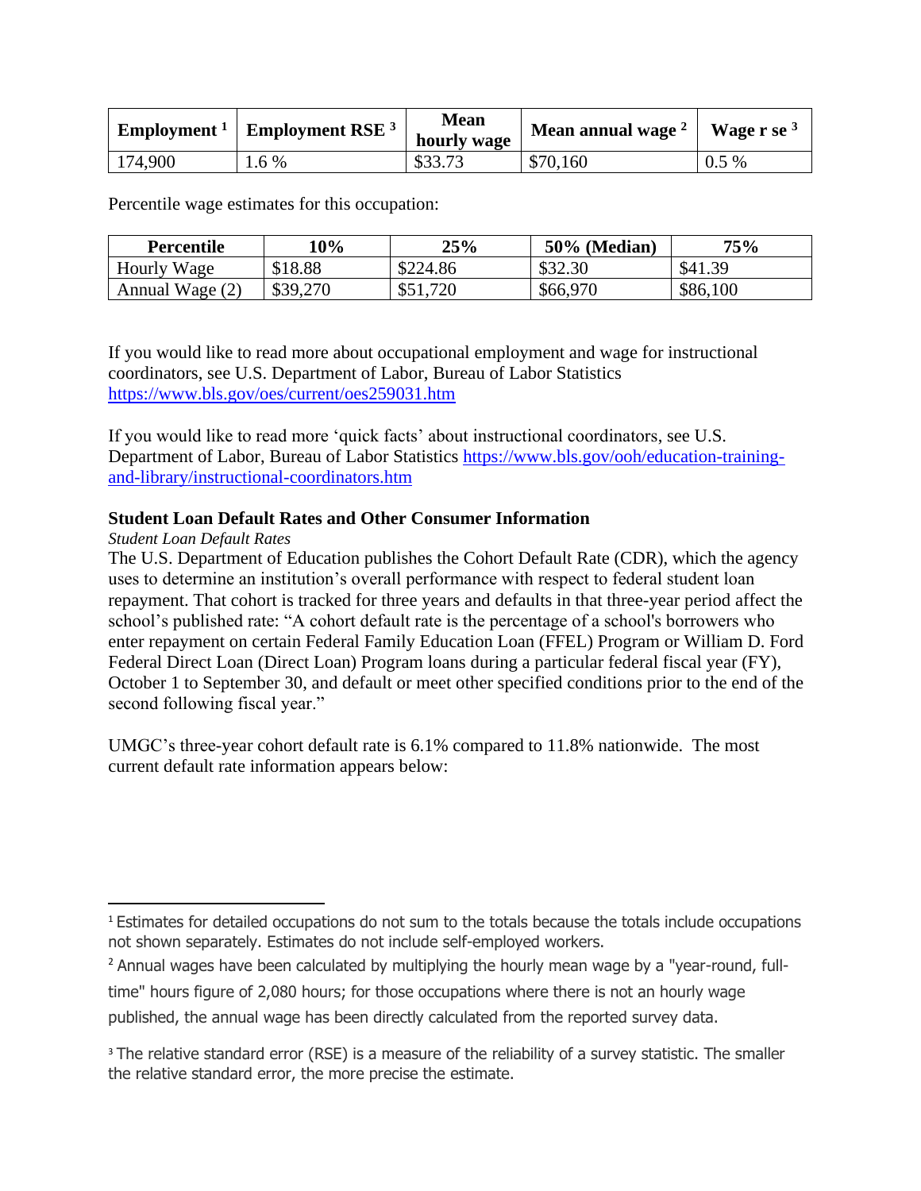| Employment [1] | Employment RSE [3] | Mean hourly wage | Mean annual wage [2] | Wage r se [3] |
|---|---|---|---|---|
| 174,900 | 1.6 % | $33.73 | $70,160 | 0.5 % |

Percentile wage estimates for this occupation:

| Percentile | 10% | 25% | 50% (Median) | 75% |
|---|---|---|---|---|
| Hourly Wage | $18.88 | $224.86 | $32.30 | $41.39 |
| Annual Wage (2) | $39,270 | $51,720 | $66,970 | $86,100 |

If you would like to read more about occupational employment and wage for instructional coordinators, see U.S. Department of Labor, Bureau of Labor Statistics https://www.bls.gov/oes/current/oes259031.htm

If you would like to read more 'quick facts' about instructional coordinators, see U.S. Department of Labor, Bureau of Labor Statistics https://www.bls.gov/ooh/education-training-and-library/instructional-coordinators.htm

**Student Loan Default Rates and Other Consumer Information**

*Student Loan Default Rates*

The U.S. Department of Education publishes the Cohort Default Rate (CDR), which the agency uses to determine an institution's overall performance with respect to federal student loan repayment. That cohort is tracked for three years and defaults in that three-year period affect the school's published rate: "A cohort default rate is the percentage of a school's borrowers who enter repayment on certain Federal Family Education Loan (FFEL) Program or William D. Ford Federal Direct Loan (Direct Loan) Program loans during a particular federal fiscal year (FY), October 1 to September 30, and default or meet other specified conditions prior to the end of the second following fiscal year."

UMGC's three-year cohort default rate is 6.1% compared to 11.8% nationwide. The most current default rate information appears below:

---

[1] Estimates for detailed occupations do not sum to the totals because the totals include occupations not shown separately. Estimates do not include self-employed workers.

[2] Annual wages have been calculated by multiplying the hourly mean wage by a "year-round, full-time" hours figure of 2,080 hours; for those occupations where there is not an hourly wage published, the annual wage has been directly calculated from the reported survey data.

[3] The relative standard error (RSE) is a measure of the reliability of a survey statistic. The smaller the relative standard error, the more precise the estimate.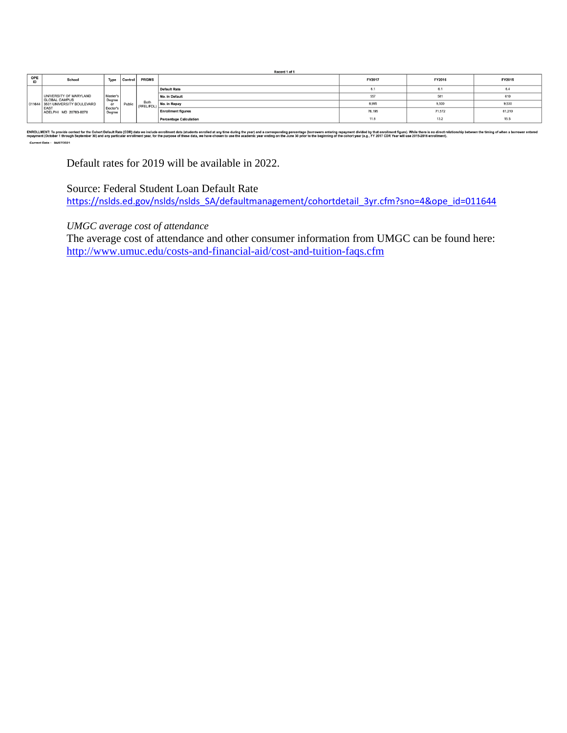Record 1 of 1

| OPE ID | School | Type | Control | PRGMS | | FY2017 | FY2016 | FY2015 |
|---|---|---|---|---|---|---|---|---|
| 011644 | UNIVERSITY OF MARYLAND GLOBAL CAMPUS 3501 UNIVERSITY BOULEVARD EAST ADELPHI MD 20783-8078 | Master's Degree or Doctor's Degree | Public | Both (FFEL/FDL) | Default Rate | 6.1 | 6.1 | 6.4 |
| | | | | | No. in Default | 557 | 581 | 610 |
| | | | | | No. in Repay | 8,995 | 9,500 | 9,530 |
| | | | | | Enrollment figures | 76,195 | 71,572 | 61,210 |
| | | | | | Percentage Calculation | 11.8 | 13.2 | 15.5 |

ENROLLMENT: To provide context for the Cohort Default Rate (CDR) data we include enrollment data (students enrolled at any time during the year) and a corresponding percentage (borrowers entering repayment divided by that enrollment figure). While there is no direct relationship between the timing of when a borrower entered repayment (October 1 through September 30) and any particular enrollment year, for the purpose of these data, we have chosen to use the academic year ending on the June 30 prior to the beginning of the cohort year (e.g., FY 2017 CDR Year will use 2015-2016 enrollment).

Current Date : 04/07/2021

Default rates for 2019 will be available in 2022.

Source: Federal Student Loan Default Rate
https://nslds.ed.gov/nslds/nslds_SA/defaultmanagement/cohortdetail_3yr.cfm?sno=4&ope_id=011644

*UMGC average cost of attendance*

The average cost of attendance and other consumer information from UMGC can be found here:
http://www.umuc.edu/costs-and-financial-aid/cost-and-tuition-faqs.cfm